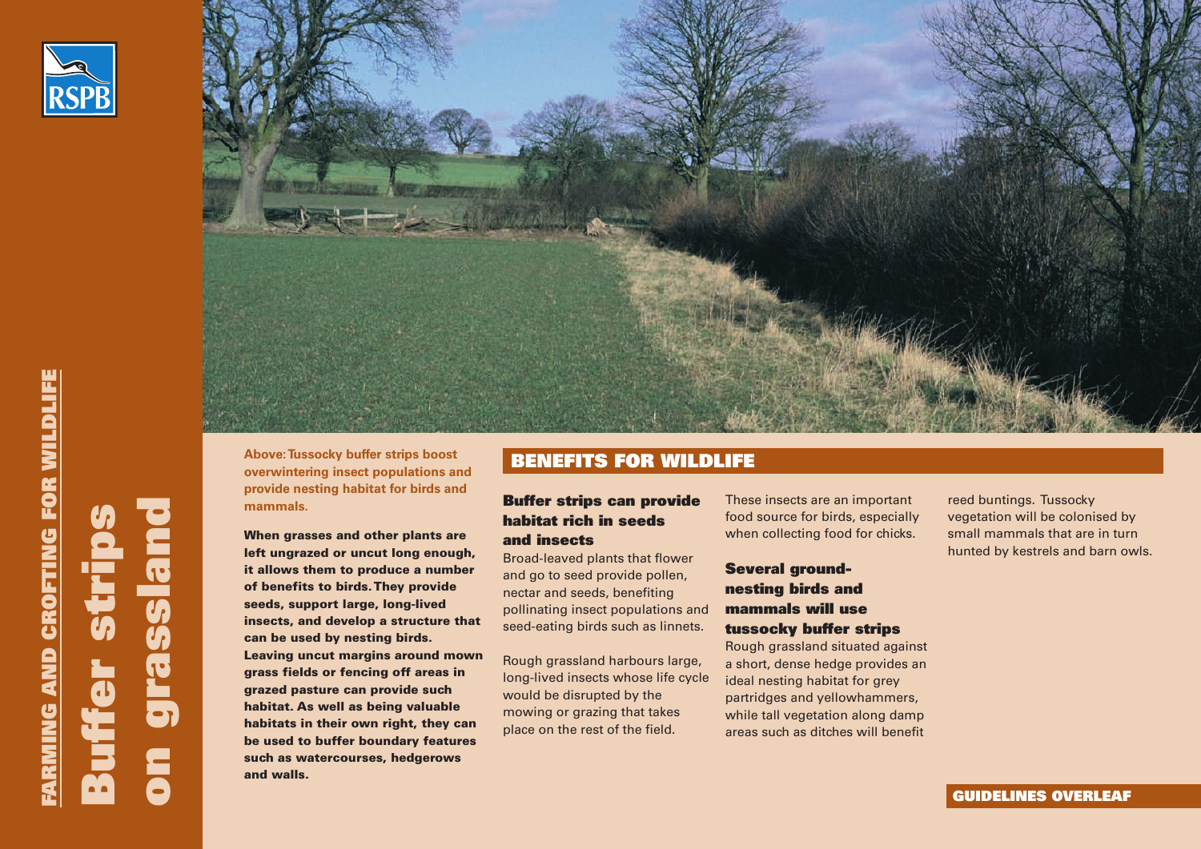FARMING AND CROFTING FOR WILDLIFE

# Buffer strips on grassland

**Above: Tussocky buffer strips boost overwintering insect populations and provide nesting habitat for birds and mammals.**

**When grasses and other plants are left ungrazed or uncut long enough, it allows them to produce a number of benefits to birds. They provide seeds, support large, long-lived insects, and develop a structure that can be used by nesting birds. Leaving uncut margins around mown grass fields or fencing off areas in grazed pasture can provide such habitat. As well as being valuable habitats in their own right, they can be used to buffer boundary features such as watercourses, hedgerows and walls.**

## BENEFITS FOR WILDLIFE

### Buffer strips can provide habitat rich in seeds and insects

Broad-leaved plants that flower and go to seed provide pollen, nectar and seeds, benefiting pollinating insect populations and seed-eating birds such as linnets.

Rough grassland harbours large, long-lived insects whose life cycle would be disrupted by the mowing or grazing that takes place on the rest of the field. These insects are an important food source for birds, especially when collecting food for chicks.

### Several ground-nesting birds and mammals will use tussocky buffer strips

Rough grassland situated against a short, dense hedge provides an ideal nesting habitat for grey partridges and yellowhammers, while tall vegetation along damp areas such as ditches will benefit reed buntings. Tussocky vegetation will be colonised by small mammals that are in turn hunted by kestrels and barn owls.

**GUIDELINES OVERLEAF**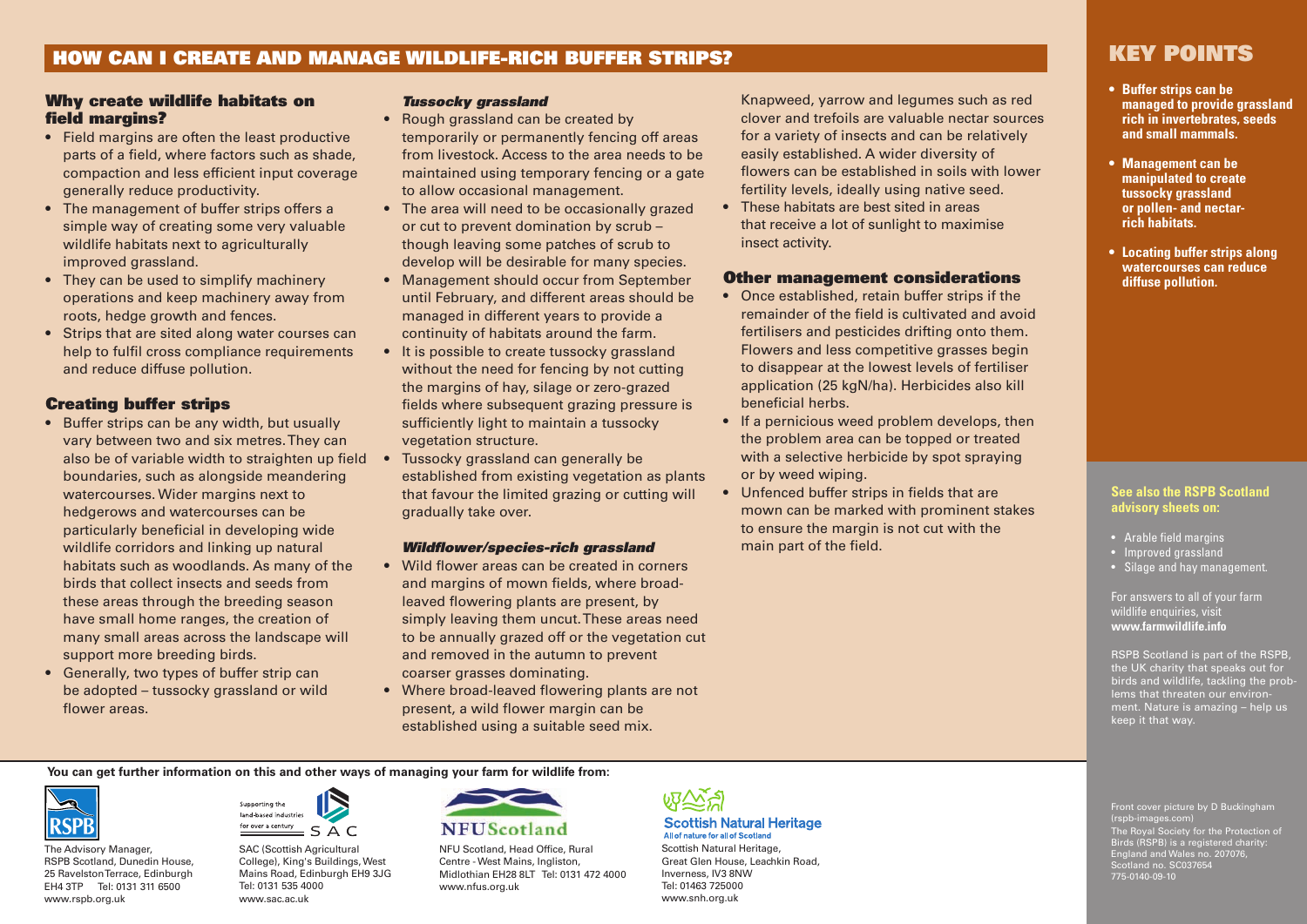## HOW CAN I CREATE AND MANAGE WILDLIFE-RICH BUFFER STRIPS?

### Why create wildlife habitats on field margins?

- Field margins are often the least productive parts of a field, where factors such as shade, compaction and less efficient input coverage generally reduce productivity.
- The management of buffer strips offers a simple way of creating some very valuable wildlife habitats next to agriculturally improved grassland.
- They can be used to simplify machinery operations and keep machinery away from roots, hedge growth and fences.
- Strips that are sited along water courses can help to fulfil cross compliance requirements and reduce diffuse pollution.

### Creating buffer strips

- Buffer strips can be any width, but usually vary between two and six metres. They can also be of variable width to straighten up field boundaries, such as alongside meandering watercourses. Wider margins next to hedgerows and watercourses can be particularly beneficial in developing wide wildlife corridors and linking up natural habitats such as woodlands. As many of the birds that collect insects and seeds from these areas through the breeding season have small home ranges, the creation of many small areas across the landscape will support more breeding birds.
- Generally, two types of buffer strip can be adopted – tussocky grassland or wild flower areas.

#### *Tussocky grassland*

- Rough grassland can be created by temporarily or permanently fencing off areas from livestock. Access to the area needs to be maintained using temporary fencing or a gate to allow occasional management.
- The area will need to be occasionally grazed or cut to prevent domination by scrub – though leaving some patches of scrub to develop will be desirable for many species.
- Management should occur from September until February, and different areas should be managed in different years to provide a continuity of habitats around the farm.
- It is possible to create tussocky grassland without the need for fencing by not cutting the margins of hay, silage or zero-grazed fields where subsequent grazing pressure is sufficiently light to maintain a tussocky vegetation structure.
- Tussocky grassland can generally be established from existing vegetation as plants that favour the limited grazing or cutting will gradually take over.

#### *Wildflower/species-rich grassland*

- Wild flower areas can be created in corners and margins of mown fields, where broad-leaved flowering plants are present, by simply leaving them uncut. These areas need to be annually grazed off or the vegetation cut and removed in the autumn to prevent coarser grasses dominating.
- Where broad-leaved flowering plants are not present, a wild flower margin can be established using a suitable seed mix. Knapweed, yarrow and legumes such as red clover and trefoils are valuable nectar sources for a variety of insects and can be relatively easily established. A wider diversity of flowers can be established in soils with lower fertility levels, ideally using native seed.
- These habitats are best sited in areas that receive a lot of sunlight to maximise insect activity.

### Other management considerations

- Once established, retain buffer strips if the remainder of the field is cultivated and avoid fertilisers and pesticides drifting onto them. Flowers and less competitive grasses begin to disappear at the lowest levels of fertiliser application (25 kgN/ha). Herbicides also kill beneficial herbs.
- If a pernicious weed problem develops, then the problem area can be topped or treated with a selective herbicide by spot spraying or by weed wiping.
- Unfenced buffer strips in fields that are mown can be marked with prominent stakes to ensure the margin is not cut with the main part of the field.

## KEY POINTS

- **Buffer strips can be managed to provide grassland rich in invertebrates, seeds and small mammals.**
- **Management can be manipulated to create tussocky grassland or pollen- and nectar-rich habitats.**
- **Locating buffer strips along watercourses can reduce diffuse pollution.**

**See also the RSPB Scotland advisory sheets on:**

- Arable field margins
- Improved grassland
- Silage and hay management.

For answers to all of your farm wildlife enquiries, visit **www.farmwildlife.info**

RSPB Scotland is part of the RSPB, the UK charity that speaks out for birds and wildlife, tackling the problems that threaten our environment. Nature is amazing – help us keep it that way.

**You can get further information on this and other ways of managing your farm for wildlife from:**

The Advisory Manager, RSPB Scotland, Dunedin House, 25 Ravelston Terrace, Edinburgh EH4 3TP Tel: 0131 311 6500 www.rspb.org.uk

Supporting the land-based industries for over a century — SAC

SAC (Scottish Agricultural College), King's Buildings, West Mains Road, Edinburgh EH9 3JG Tel: 0131 535 4000 www.sac.ac.uk

NFU Scotland, Head Office, Rural Centre - West Mains, Ingliston, Midlothian EH28 8LT Tel: 0131 472 4000 www.nfus.org.uk

Scottish Natural Heritage — All of nature for all of Scotland

Scottish Natural Heritage, Great Glen House, Leachkin Road, Inverness, IV3 8NW Tel: 01463 725000 www.snh.org.uk

Front cover picture by D Buckingham (rspb-images.com)
The Royal Society for the Protection of Birds (RSPB) is a registered charity: England and Wales no. 207076, Scotland no. SC037654
775-0140-09-10